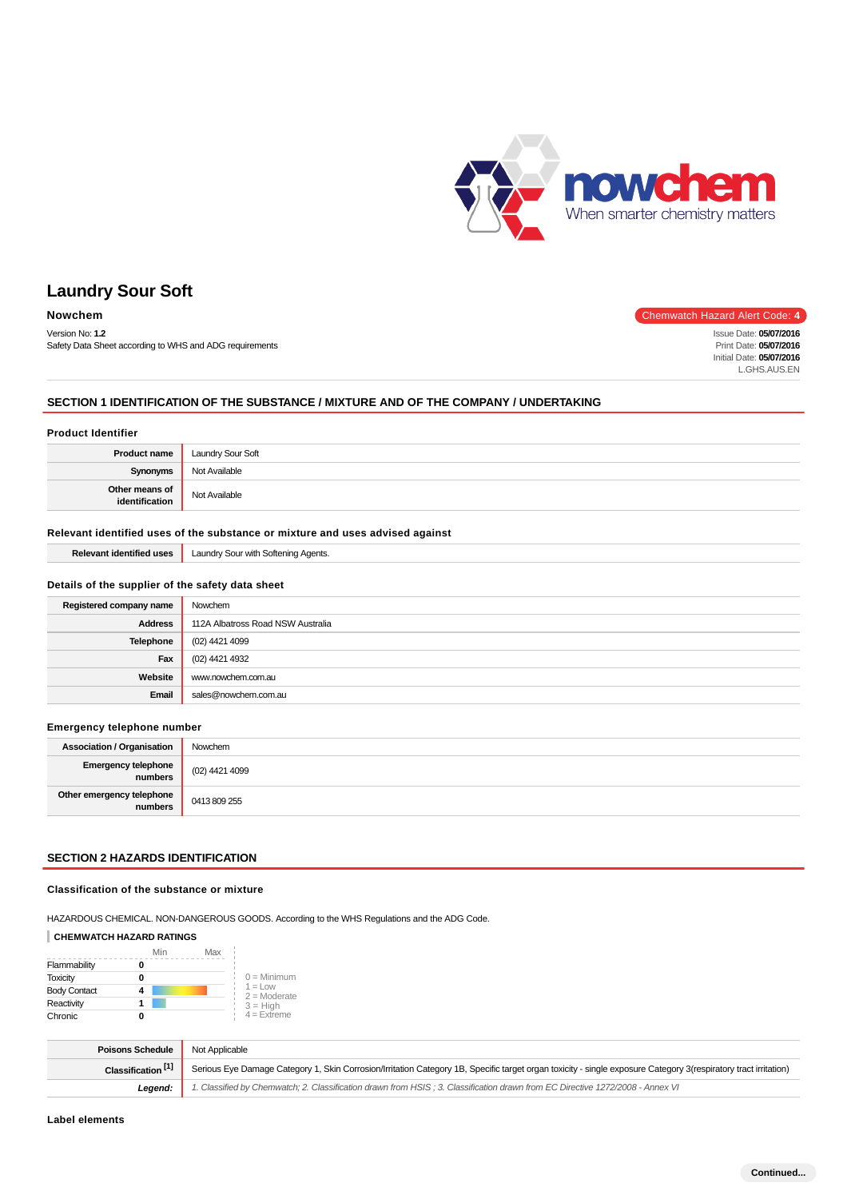# Laundry Sour Soft

**Nowchem**

Version No: **1.2**
Safety Data Sheet according to WHS and ADG requirements

Chemwatch Hazard Alert Code: **4**

Issue Date: **05/07/2016**
Print Date: **05/07/2016**
Initial Date: **05/07/2016**
L.GHS.AUS.EN

## SECTION 1 IDENTIFICATION OF THE SUBSTANCE / MIXTURE AND OF THE COMPANY / UNDERTAKING

### Product Identifier

| | |
|---|---|
| **Product name** | Laundry Sour Soft |
| **Synonyms** | Not Available |
| **Other means of identification** | Not Available |

### Relevant identified uses of the substance or mixture and uses advised against

| | |
|---|---|
| **Relevant identified uses** | Laundry Sour with Softening Agents. |

### Details of the supplier of the safety data sheet

| | |
|---|---|
| **Registered company name** | Nowchem |
| **Address** | 112A Albatross Road NSW Australia |
| **Telephone** | (02) 4421 4099 |
| **Fax** | (02) 4421 4932 |
| **Website** | www.nowchem.com.au |
| **Email** | sales@nowchem.com.au |

### Emergency telephone number

| | |
|---|---|
| **Association / Organisation** | Nowchem |
| **Emergency telephone numbers** | (02) 4421 4099 |
| **Other emergency telephone numbers** | 0413 809 255 |

## SECTION 2 HAZARDS IDENTIFICATION

### Classification of the substance or mixture

HAZARDOUS CHEMICAL. NON-DANGEROUS GOODS. According to the WHS Regulations and the ADG Code.

**CHEMWATCH HAZARD RATINGS**

| | Rating |
|---|---|
| Flammability | 0 |
| Toxicity | 0 |
| Body Contact | 4 |
| Reactivity | 1 |
| Chronic | 0 |

0 = Minimum
1 = Low
2 = Moderate
3 = High
4 = Extreme

| | |
|---|---|
| **Poisons Schedule** | Not Applicable |
| **Classification [1]** | Serious Eye Damage Category 1, Skin Corrosion/Irritation Category 1B, Specific target organ toxicity - single exposure Category 3(respiratory tract irritation) |
| ***Legend:*** | *1. Classified by Chemwatch; 2. Classification drawn from HSIS ; 3. Classification drawn from EC Directive 1272/2008 - Annex VI* |

### Label elements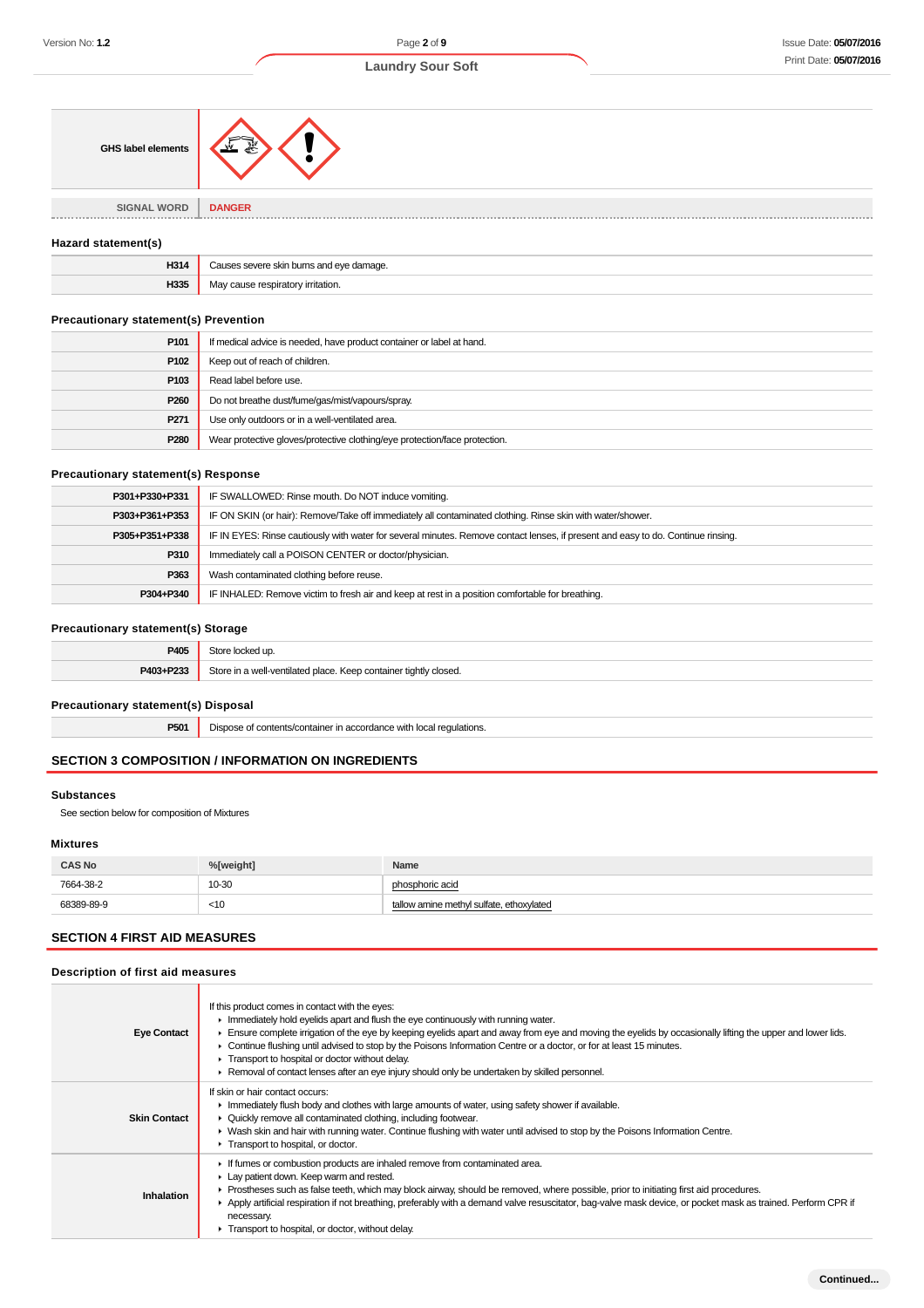| GHS label elements | |
|---|---|
| **SIGNAL WORD** | **DANGER** |

### Hazard statement(s)

| | |
|---|---|
| **H314** | Causes severe skin burns and eye damage. |
| **H335** | May cause respiratory irritation. |

### Precautionary statement(s) Prevention

| | |
|---|---|
| **P101** | If medical advice is needed, have product container or label at hand. |
| **P102** | Keep out of reach of children. |
| **P103** | Read label before use. |
| **P260** | Do not breathe dust/fume/gas/mist/vapours/spray. |
| **P271** | Use only outdoors or in a well-ventilated area. |
| **P280** | Wear protective gloves/protective clothing/eye protection/face protection. |

### Precautionary statement(s) Response

| | |
|---|---|
| **P301+P330+P331** | IF SWALLOWED: Rinse mouth. Do NOT induce vomiting. |
| **P303+P361+P353** | IF ON SKIN (or hair): Remove/Take off immediately all contaminated clothing. Rinse skin with water/shower. |
| **P305+P351+P338** | IF IN EYES: Rinse cautiously with water for several minutes. Remove contact lenses, if present and easy to do. Continue rinsing. |
| **P310** | Immediately call a POISON CENTER or doctor/physician. |
| **P363** | Wash contaminated clothing before reuse. |
| **P304+P340** | IF INHALED: Remove victim to fresh air and keep at rest in a position comfortable for breathing. |

### Precautionary statement(s) Storage

| | |
|---|---|
| **P405** | Store locked up. |
| **P403+P233** | Store in a well-ventilated place. Keep container tightly closed. |

### Precautionary statement(s) Disposal

| | |
|---|---|
| **P501** | Dispose of contents/container in accordance with local regulations. |

## SECTION 3 COMPOSITION / INFORMATION ON INGREDIENTS

### Substances

See section below for composition of Mixtures

### Mixtures

| CAS No | %[weight] | Name |
|---|---|---|
| 7664-38-2 | 10-30 | phosphoric acid |
| 68389-89-9 | <10 | tallow amine methyl sulfate, ethoxylated |

## SECTION 4 FIRST AID MEASURES

### Description of first aid measures

| | |
|---|---|
| **Eye Contact** | If this product comes in contact with the eyes:<br>▸ Immediately hold eyelids apart and flush the eye continuously with running water.<br>▸ Ensure complete irrigation of the eye by keeping eyelids apart and away from eye and moving the eyelids by occasionally lifting the upper and lower lids.<br>▸ Continue flushing until advised to stop by the Poisons Information Centre or a doctor, or for at least 15 minutes.<br>▸ Transport to hospital or doctor without delay.<br>▸ Removal of contact lenses after an eye injury should only be undertaken by skilled personnel. |
| **Skin Contact** | If skin or hair contact occurs:<br>▸ Immediately flush body and clothes with large amounts of water, using safety shower if available.<br>▸ Quickly remove all contaminated clothing, including footwear.<br>▸ Wash skin and hair with running water. Continue flushing with water until advised to stop by the Poisons Information Centre.<br>▸ Transport to hospital, or doctor. |
| **Inhalation** | ▸ If fumes or combustion products are inhaled remove from contaminated area.<br>▸ Lay patient down. Keep warm and rested.<br>▸ Prostheses such as false teeth, which may block airway, should be removed, where possible, prior to initiating first aid procedures.<br>▸ Apply artificial respiration if not breathing, preferably with a demand valve resuscitator, bag-valve mask device, or pocket mask as trained. Perform CPR if necessary.<br>▸ Transport to hospital, or doctor, without delay. |

Continued...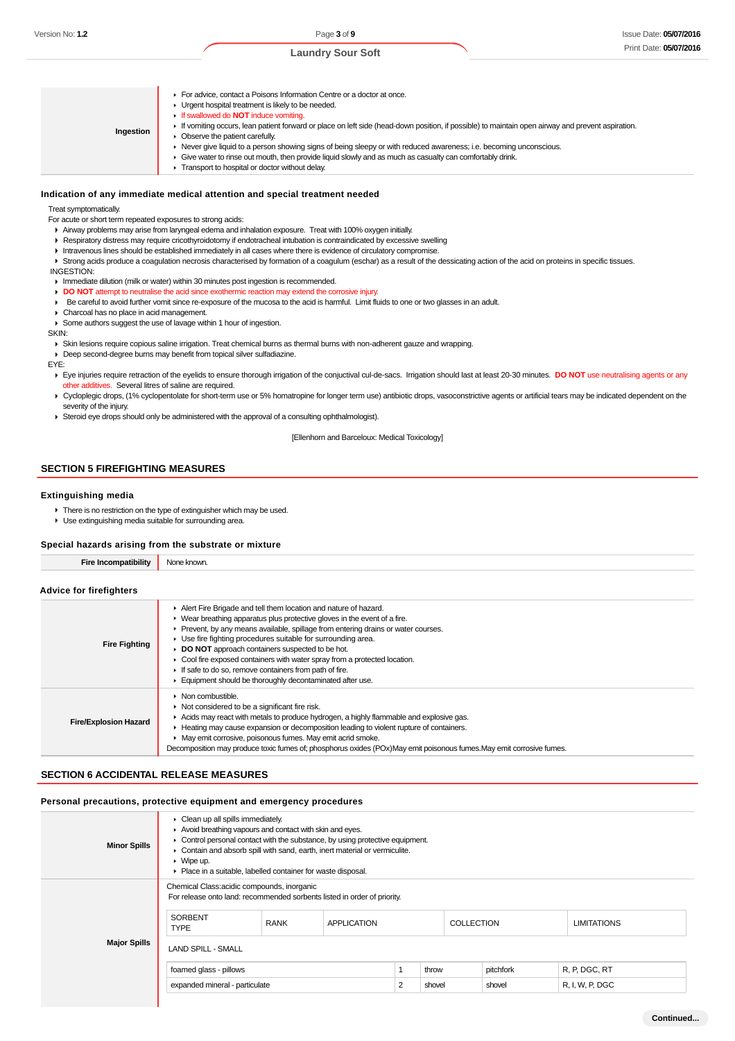| | |
|---|---|
| **Ingestion** | For advice, contact a Poisons Information Centre or a doctor at once.<br>Urgent hospital treatment is likely to be needed.<br>If swallowed do **NOT** induce vomiting.<br>If vomiting occurs, lean patient forward or place on left side (head-down position, if possible) to maintain open airway and prevent aspiration.<br>Observe the patient carefully.<br>Never give liquid to a person showing signs of being sleepy or with reduced awareness; i.e. becoming unconscious.<br>Give water to rinse out mouth, then provide liquid slowly and as much as casualty can comfortably drink.<br>Transport to hospital or doctor without delay. |

### Indication of any immediate medical attention and special treatment needed

Treat symptomatically.
For acute or short term repeated exposures to strong acids:

- Airway problems may arise from laryngeal edema and inhalation exposure. Treat with 100% oxygen initially.
- Respiratory distress may require cricothyroidotomy if endotracheal intubation is contraindicated by excessive swelling
- Intravenous lines should be established immediately in all cases where there is evidence of circulatory compromise.
- Strong acids produce a coagulation necrosis characterised by formation of a coagulum (eschar) as a result of the dessicating action of the acid on proteins in specific tissues.

INGESTION:

- Immediate dilution (milk or water) within 30 minutes post ingestion is recommended.
- **DO NOT** attempt to neutralise the acid since exothermic reaction may extend the corrosive injury.
- Be careful to avoid further vomit since re-exposure of the mucosa to the acid is harmful. Limit fluids to one or two glasses in an adult.
- Charcoal has no place in acid management.
- Some authors suggest the use of lavage within 1 hour of ingestion.

SKIN:

- Skin lesions require copious saline irrigation. Treat chemical burns as thermal burns with non-adherent gauze and wrapping.
- Deep second-degree burns may benefit from topical silver sulfadiazine.

EYE:

- Eye injuries require retraction of the eyelids to ensure thorough irrigation of the conjuctival cul-de-sacs. Irrigation should last at least 20-30 minutes. **DO NOT** use neutralising agents or any other additives. Several litres of saline are required.
- Cycloplegic drops, (1% cyclopentolate for short-term use or 5% homatropine for longer term use) antibiotic drops, vasoconstrictive agents or artificial tears may be indicated dependent on the severity of the injury.
- Steroid eye drops should only be administered with the approval of a consulting ophthalmologist).

[Ellenhorn and Barceloux: Medical Toxicology]

## SECTION 5 FIREFIGHTING MEASURES

### Extinguishing media

- There is no restriction on the type of extinguisher which may be used.
- Use extinguishing media suitable for surrounding area.

### Special hazards arising from the substrate or mixture

| | |
|---|---|
| **Fire Incompatibility** | None known. |

### Advice for firefighters

| | |
|---|---|
| **Fire Fighting** | Alert Fire Brigade and tell them location and nature of hazard.<br>Wear breathing apparatus plus protective gloves in the event of a fire.<br>Prevent, by any means available, spillage from entering drains or water courses.<br>Use fire fighting procedures suitable for surrounding area.<br>**DO NOT** approach containers suspected to be hot.<br>Cool fire exposed containers with water spray from a protected location.<br>If safe to do so, remove containers from path of fire.<br>Equipment should be thoroughly decontaminated after use. |
| **Fire/Explosion Hazard** | Non combustible.<br>Not considered to be a significant fire risk.<br>Acids may react with metals to produce hydrogen, a highly flammable and explosive gas.<br>Heating may cause expansion or decomposition leading to violent rupture of containers.<br>May emit corrosive, poisonous fumes. May emit acrid smoke.<br>Decomposition may produce toxic fumes of; phosphorus oxides (POx)May emit poisonous fumes.May emit corrosive fumes. |

## SECTION 6 ACCIDENTAL RELEASE MEASURES

### Personal precautions, protective equipment and emergency procedures

| | |
|---|---|
| **Minor Spills** | Clean up all spills immediately.<br>Avoid breathing vapours and contact with skin and eyes.<br>Control personal contact with the substance, by using protective equipment.<br>Contain and absorb spill with sand, earth, inert material or vermiculite.<br>Wipe up.<br>Place in a suitable, labelled container for waste disposal. |
| **Major Spills** | Chemical Class:acidic compounds, inorganic<br>For release onto land: recommended sorbents listed in order of priority. |

| SORBENT TYPE | RANK | APPLICATION | COLLECTION | LIMITATIONS |
|---|---|---|---|---|
| LAND SPILL - SMALL | | | | |
| foamed glass - pillows | 1 | throw | pitchfork | R, P, DGC, RT |
| expanded mineral - particulate | 2 | shovel | shovel | R, I, W, P, DGC |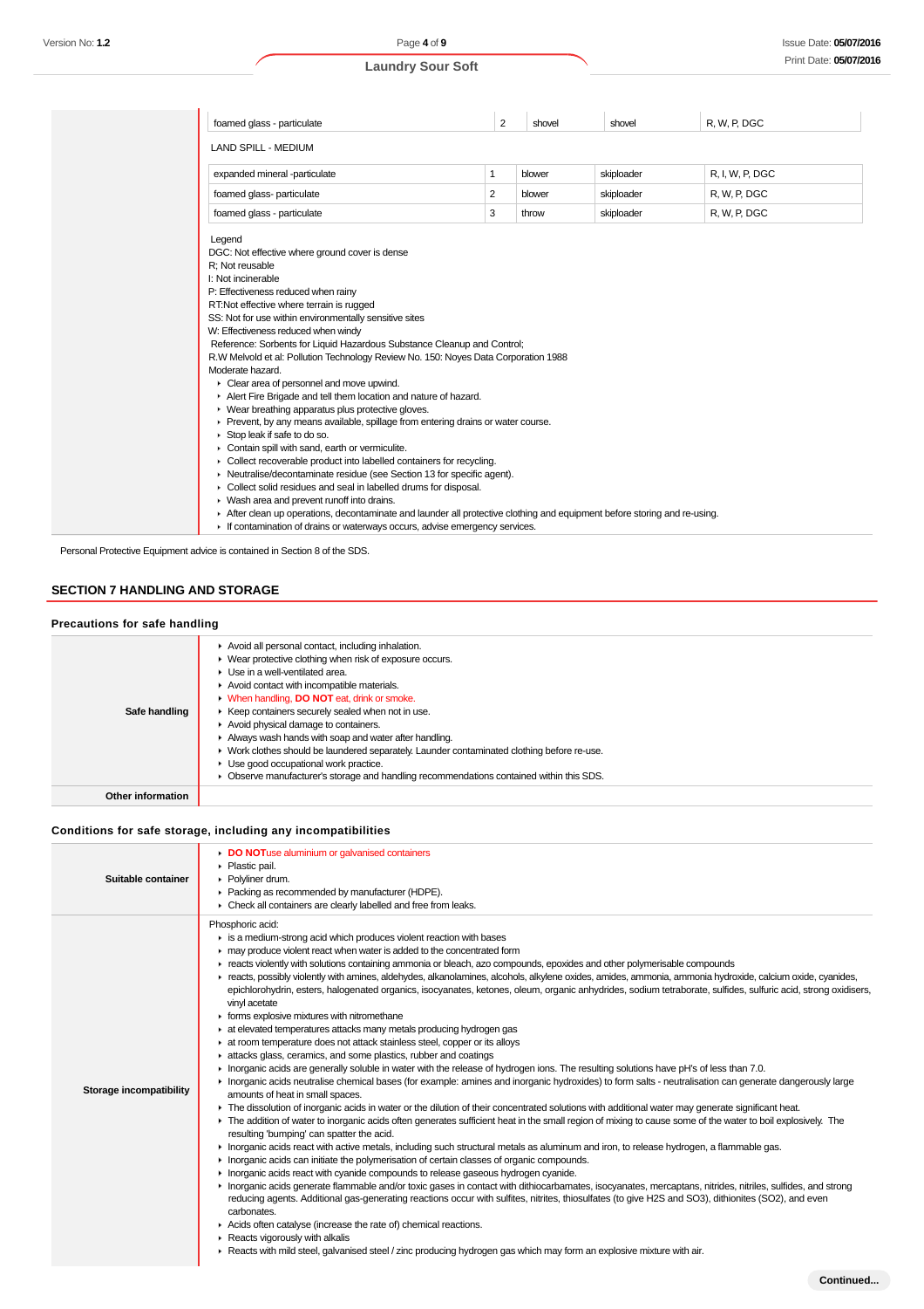| foamed glass - particulate | 2 | shovel | shovel | R, W, P, DGC |
|---|---|---|---|---|

LAND SPILL - MEDIUM

| expanded mineral -particulate | 1 | blower | skiploader | R, I, W, P, DGC |
|---|---|---|---|---|
| foamed glass- particulate | 2 | blower | skiploader | R, W, P, DGC |
| foamed glass - particulate | 3 | throw | skiploader | R, W, P, DGC |

Legend
DGC: Not effective where ground cover is dense
R; Not reusable
I: Not incinerable
P: Effectiveness reduced when rainy
RT:Not effective where terrain is rugged
SS: Not for use within environmentally sensitive sites
W: Effectiveness reduced when windy
Reference: Sorbents for Liquid Hazardous Substance Cleanup and Control;
R.W Melvold et al: Pollution Technology Review No. 150: Noyes Data Corporation 1988

Moderate hazard.

- Clear area of personnel and move upwind.
- Alert Fire Brigade and tell them location and nature of hazard.
- Wear breathing apparatus plus protective gloves.
- Prevent, by any means available, spillage from entering drains or water course.
- Stop leak if safe to do so.
- Contain spill with sand, earth or vermiculite.
- Collect recoverable product into labelled containers for recycling.
- Neutralise/decontaminate residue (see Section 13 for specific agent).
- Collect solid residues and seal in labelled drums for disposal.
- Wash area and prevent runoff into drains.
- After clean up operations, decontaminate and launder all protective clothing and equipment before storing and re-using.
- If contamination of drains or waterways occurs, advise emergency services.

Personal Protective Equipment advice is contained in Section 8 of the SDS.

## SECTION 7 HANDLING AND STORAGE

### Precautions for safe handling

| | |
|---|---|
| **Safe handling** | - Avoid all personal contact, including inhalation.<br>- Wear protective clothing when risk of exposure occurs.<br>- Use in a well-ventilated area.<br>- Avoid contact with incompatible materials.<br>- When handling, **DO NOT** eat, drink or smoke.<br>- Keep containers securely sealed when not in use.<br>- Avoid physical damage to containers.<br>- Always wash hands with soap and water after handling.<br>- Work clothes should be laundered separately. Launder contaminated clothing before re-use.<br>- Use good occupational work practice.<br>- Observe manufacturer's storage and handling recommendations contained within this SDS. |
| **Other information** | |

### Conditions for safe storage, including any incompatibilities

| | |
|---|---|
| **Suitable container** | - **DO NOT**use aluminium or galvanised containers<br>- Plastic pail.<br>- Polyliner drum.<br>- Packing as recommended by manufacturer (HDPE).<br>- Check all containers are clearly labelled and free from leaks. |
| **Storage incompatibility** | Phosphoric acid:<br>- is a medium-strong acid which produces violent reaction with bases<br>- may produce violent react when water is added to the concentrated form<br>- reacts violently with solutions containing ammonia or bleach, azo compounds, epoxides and other polymerisable compounds<br>- reacts, possibly violently with amines, aldehydes, alkanolamines, alcohols, alkylene oxides, amides, ammonia, ammonia hydroxide, calcium oxide, cyanides, epichlorohydrin, esters, halogenated organics, isocyanates, ketones, oleum, organic anhydrides, sodium tetraborate, sulfides, sulfuric acid, strong oxidisers, vinyl acetate<br>- forms explosive mixtures with nitromethane<br>- at elevated temperatures attacks many metals producing hydrogen gas<br>- at room temperature does not attack stainless steel, copper or its alloys<br>- attacks glass, ceramics, and some plastics, rubber and coatings<br>- Inorganic acids are generally soluble in water with the release of hydrogen ions. The resulting solutions have pH's of less than 7.0.<br>- Inorganic acids neutralise chemical bases (for example: amines and inorganic hydroxides) to form salts - neutralisation can generate dangerously large amounts of heat in small spaces.<br>- The dissolution of inorganic acids in water or the dilution of their concentrated solutions with additional water may generate significant heat.<br>- The addition of water to inorganic acids often generates sufficient heat in the small region of mixing to cause some of the water to boil explosively. The resulting 'bumping' can spatter the acid.<br>- Inorganic acids react with active metals, including such structural metals as aluminum and iron, to release hydrogen, a flammable gas.<br>- Inorganic acids can initiate the polymerisation of certain classes of organic compounds.<br>- Inorganic acids react with cyanide compounds to release gaseous hydrogen cyanide.<br>- Inorganic acids generate flammable and/or toxic gases in contact with dithiocarbamates, isocyanates, mercaptans, nitrides, nitriles, sulfides, and strong reducing agents. Additional gas-generating reactions occur with sulfites, nitrites, thiosulfates (to give $H_2S$ and $SO_3$), dithionites ($SO_2$), and even carbonates.<br>- Acids often catalyse (increase the rate of) chemical reactions.<br>- Reacts vigorously with alkalis<br>- Reacts with mild steel, galvanised steel / zinc producing hydrogen gas which may form an explosive mixture with air. |

Continued...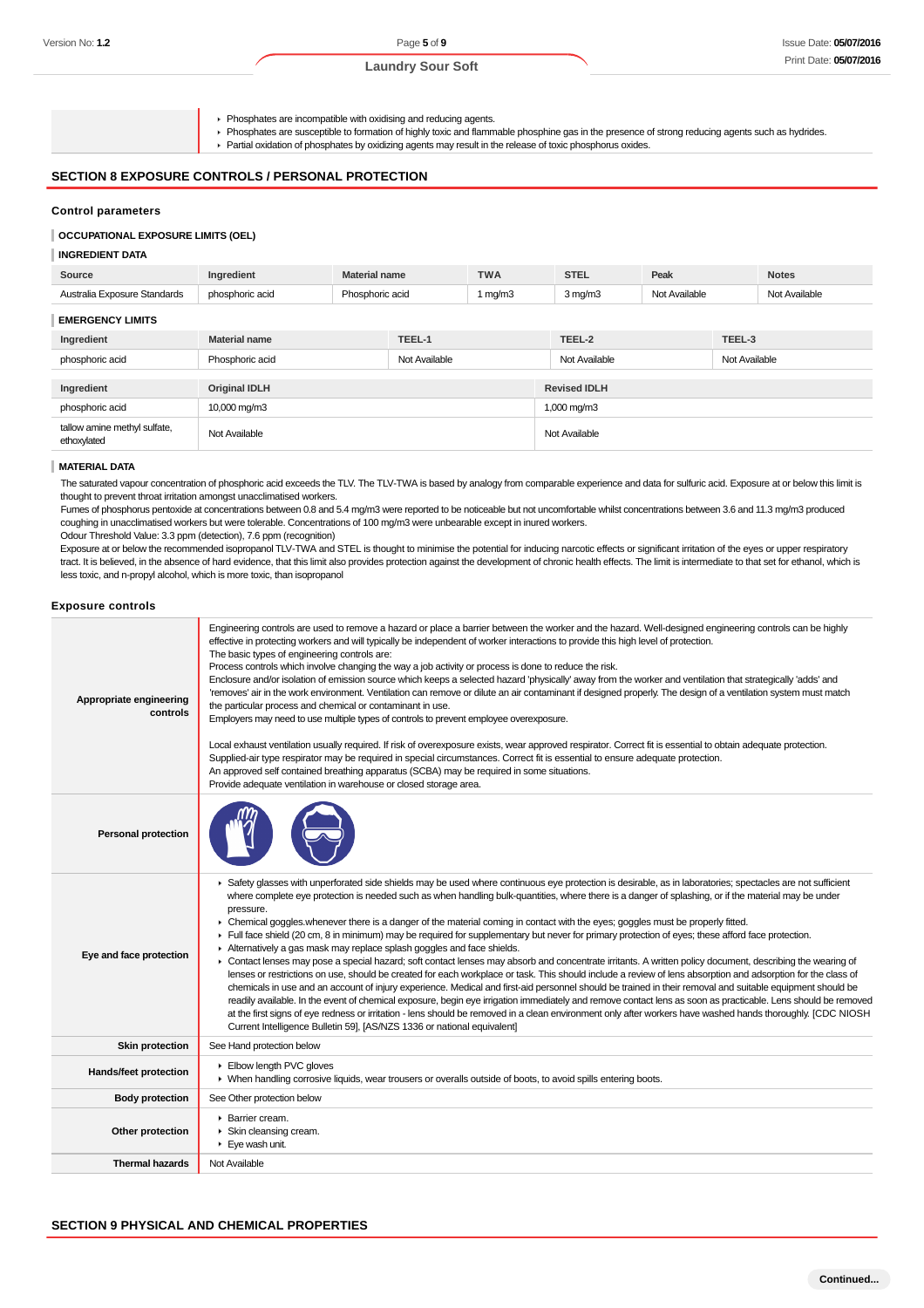- Phosphates are incompatible with oxidising and reducing agents.
- Phosphates are susceptible to formation of highly toxic and flammable phosphine gas in the presence of strong reducing agents such as hydrides.
- Partial oxidation of phosphates by oxidizing agents may result in the release of toxic phosphorus oxides.

## SECTION 8 EXPOSURE CONTROLS / PERSONAL PROTECTION

### Control parameters

#### OCCUPATIONAL EXPOSURE LIMITS (OEL)

#### INGREDIENT DATA

| Source | Ingredient | Material name | TWA | STEL | Peak | Notes |
|---|---|---|---|---|---|---|
| Australia Exposure Standards | phosphoric acid | Phosphoric acid | 1 mg/m3 | 3 mg/m3 | Not Available | Not Available |

#### EMERGENCY LIMITS

| Ingredient | Material name | TEEL-1 | TEEL-2 | TEEL-3 |
|---|---|---|---|---|
| phosphoric acid | Phosphoric acid | Not Available | Not Available | Not Available |

| Ingredient | Original IDLH | Revised IDLH |
|---|---|---|
| phosphoric acid | 10,000 mg/m3 | 1,000 mg/m3 |
| tallow amine methyl sulfate, ethoxylated | Not Available | Not Available |

#### MATERIAL DATA

The saturated vapour concentration of phosphoric acid exceeds the TLV. The TLV-TWA is based by analogy from comparable experience and data for sulfuric acid. Exposure at or below this limit is thought to prevent throat irritation amongst unacclimatised workers.
Fumes of phosphorus pentoxide at concentrations between 0.8 and 5.4 mg/m3 were reported to be noticeable but not uncomfortable whilst concentrations between 3.6 and 11.3 mg/m3 produced coughing in unacclimatised workers but were tolerable. Concentrations of 100 mg/m3 were unbearable except in inured workers.
Odour Threshold Value: 3.3 ppm (detection), 7.6 ppm (recognition)
Exposure at or below the recommended isopropanol TLV-TWA and STEL is thought to minimise the potential for inducing narcotic effects or significant irritation of the eyes or upper respiratory tract. It is believed, in the absence of hard evidence, that this limit also provides protection against the development of chronic health effects. The limit is intermediate to that set for ethanol, which is less toxic, and n-propyl alcohol, which is more toxic, than isopropanol

### Exposure controls

| | |
|---|---|
| **Appropriate engineering controls** | Engineering controls are used to remove a hazard or place a barrier between the worker and the hazard. Well-designed engineering controls can be highly effective in protecting workers and will typically be independent of worker interactions to provide this high level of protection.<br>The basic types of engineering controls are:<br>Process controls which involve changing the way a job activity or process is done to reduce the risk.<br>Enclosure and/or isolation of emission source which keeps a selected hazard 'physically' away from the worker and ventilation that strategically 'adds' and 'removes' air in the work environment. Ventilation can remove or dilute an air contaminant if designed properly. The design of a ventilation system must match the particular process and chemical or contaminant in use.<br>Employers may need to use multiple types of controls to prevent employee overexposure.<br><br>Local exhaust ventilation usually required. If risk of overexposure exists, wear approved respirator. Correct fit is essential to obtain adequate protection.<br>Supplied-air type respirator may be required in special circumstances. Correct fit is essential to ensure adequate protection.<br>An approved self contained breathing apparatus (SCBA) may be required in some situations.<br>Provide adequate ventilation in warehouse or closed storage area. |
| **Personal protection** | |
| **Eye and face protection** | - Safety glasses with unperforated side shields may be used where continuous eye protection is desirable, as in laboratories; spectacles are not sufficient where complete eye protection is needed such as when handling bulk-quantities, where there is a danger of splashing, or if the material may be under pressure.<br>- Chemical goggles.whenever there is a danger of the material coming in contact with the eyes; goggles must be properly fitted.<br>- Full face shield (20 cm, 8 in minimum) may be required for supplementary but never for primary protection of eyes; these afford face protection.<br>- Alternatively a gas mask may replace splash goggles and face shields.<br>- Contact lenses may pose a special hazard; soft contact lenses may absorb and concentrate irritants. A written policy document, describing the wearing of lenses or restrictions on use, should be created for each workplace or task. This should include a review of lens absorption and adsorption for the class of chemicals in use and an account of injury experience. Medical and first-aid personnel should be trained in their removal and suitable equipment should be readily available. In the event of chemical exposure, begin eye irrigation immediately and remove contact lens as soon as practicable. Lens should be removed at the first signs of eye redness or irritation - lens should be removed in a clean environment only after workers have washed hands thoroughly. [CDC NIOSH Current Intelligence Bulletin 59], [AS/NZS 1336 or national equivalent] |
| **Skin protection** | See Hand protection below |
| **Hands/feet protection** | - Elbow length PVC gloves<br>- When handling corrosive liquids, wear trousers or overalls outside of boots, to avoid spillls entering boots. |
| **Body protection** | See Other protection below |
| **Other protection** | - Barrier cream.<br>- Skin cleansing cream.<br>- Eye wash unit. |
| **Thermal hazards** | Not Available |

## SECTION 9 PHYSICAL AND CHEMICAL PROPERTIES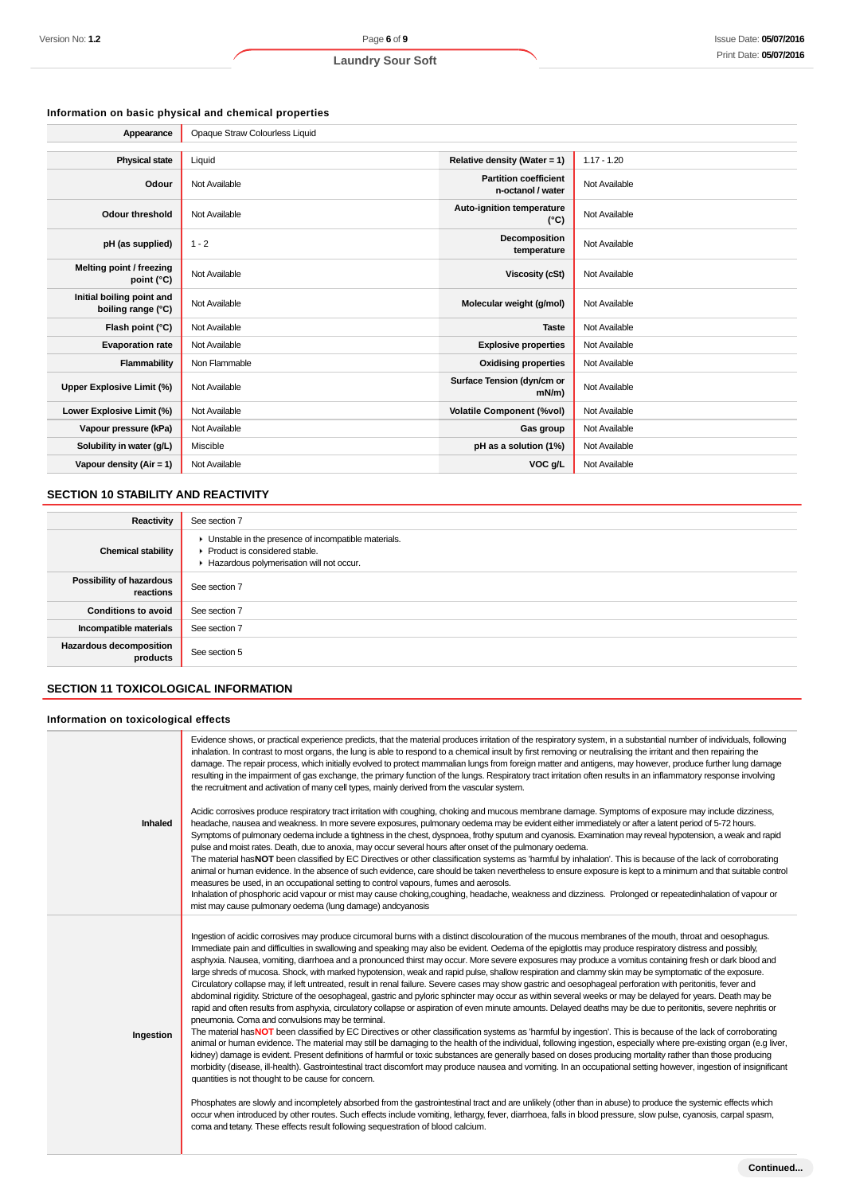### Information on basic physical and chemical properties

| Appearance | Opaque Straw Colourless Liquid | | |
|---|---|---|---|
| **Physical state** | Liquid | **Relative density (Water = 1)** | 1.17 - 1.20 |
| **Odour** | Not Available | **Partition coefficient n-octanol / water** | Not Available |
| **Odour threshold** | Not Available | **Auto-ignition temperature (°C)** | Not Available |
| **pH (as supplied)** | 1 - 2 | **Decomposition temperature** | Not Available |
| **Melting point / freezing point (°C)** | Not Available | **Viscosity (cSt)** | Not Available |
| **Initial boiling point and boiling range (°C)** | Not Available | **Molecular weight (g/mol)** | Not Available |
| **Flash point (°C)** | Not Available | **Taste** | Not Available |
| **Evaporation rate** | Not Available | **Explosive properties** | Not Available |
| **Flammability** | Non Flammable | **Oxidising properties** | Not Available |
| **Upper Explosive Limit (%)** | Not Available | **Surface Tension (dyn/cm or mN/m)** | Not Available |
| **Lower Explosive Limit (%)** | Not Available | **Volatile Component (%vol)** | Not Available |
| **Vapour pressure (kPa)** | Not Available | **Gas group** | Not Available |
| **Solubility in water (g/L)** | Miscible | **pH as a solution (1%)** | Not Available |
| **Vapour density (Air = 1)** | Not Available | **VOC g/L** | Not Available |

## SECTION 10 STABILITY AND REACTIVITY

| Reactivity | See section 7 |
|---|---|
| **Chemical stability** | ▸ Unstable in the presence of incompatible materials.<br>▸ Product is considered stable.<br>▸ Hazardous polymerisation will not occur. |
| **Possibility of hazardous reactions** | See section 7 |
| **Conditions to avoid** | See section 7 |
| **Incompatible materials** | See section 7 |
| **Hazardous decomposition products** | See section 5 |

## SECTION 11 TOXICOLOGICAL INFORMATION

### Information on toxicological effects

| Inhaled | Evidence shows, or practical experience predicts, that the material produces irritation of the respiratory system, in a substantial number of individuals, following inhalation. In contrast to most organs, the lung is able to respond to a chemical insult by first removing or neutralising the irritant and then repairing the damage. The repair process, which initially evolved to protect mammalian lungs from foreign matter and antigens, may however, produce further lung damage resulting in the impairment of gas exchange, the primary function of the lungs. Respiratory tract irritation often results in an inflammatory response involving the recruitment and activation of many cell types, mainly derived from the vascular system.<br><br>Acidic corrosives produce respiratory tract irritation with coughing, choking and mucous membrane damage. Symptoms of exposure may include dizziness, headache, nausea and weakness. In more severe exposures, pulmonary oedema may be evident either immediately or after a latent period of 5-72 hours. Symptoms of pulmonary oedema include a tightness in the chest, dyspnoea, frothy sputum and cyanosis. Examination may reveal hypotension, a weak and rapid pulse and moist rates. Death, due to anoxia, may occur several hours after onset of the pulmonary oedema.<br>The material has**NOT** been classified by EC Directives or other classification systems as 'harmful by inhalation'. This is because of the lack of corroborating animal or human evidence. In the absence of such evidence, care should be taken nevertheless to ensure exposure is kept to a minimum and that suitable control measures be used, in an occupational setting to control vapours, fumes and aerosols.<br>Inhalation of phosphoric acid vapour or mist may cause choking,coughing, headache, weakness and dizziness. Prolonged or repeatedinhalation of vapour or mist may cause pulmonary oedema (lung damage) andcyanosis |
|---|---|
| **Ingestion** | Ingestion of acidic corrosives may produce circumoral burns with a distinct discolouration of the mucous membranes of the mouth, throat and oesophagus. Immediate pain and difficulties in swallowing and speaking may also be evident. Oedema of the epiglottis may produce respiratory distress and possibly, asphyxia. Nausea, vomiting, diarrhoea and a pronounced thirst may occur. More severe exposures may produce a vomitus containing fresh or dark blood and large shreds of mucosa. Shock, with marked hypotension, weak and rapid pulse, shallow respiration and clammy skin may be symptomatic of the exposure. Circulatory collapse may, if left untreated, result in renal failure. Severe cases may show gastric and oesophageal perforation with peritonitis, fever and abdominal rigidity. Stricture of the oesophageal, gastric and pyloric sphincter may occur as within several weeks or may be delayed for years. Death may be rapid and often results from asphyxia, circulatory collapse or aspiration of even minute amounts. Delayed deaths may be due to peritonitis, severe nephritis or pneumonia. Coma and convulsions may be terminal.<br>The material has**NOT** been classified by EC Directives or other classification systems as 'harmful by ingestion'. This is because of the lack of corroborating animal or human evidence. The material may still be damaging to the health of the individual, following ingestion, especially where pre-existing organ (e.g liver, kidney) damage is evident. Present definitions of harmful or toxic substances are generally based on doses producing mortality rather than those producing morbidity (disease, ill-health). Gastrointestinal tract discomfort may produce nausea and vomiting. In an occupational setting however, ingestion of insignificant quantities is not thought to be cause for concern.<br><br>Phosphates are slowly and incompletely absorbed from the gastrointestinal tract and are unlikely (other than in abuse) to produce the systemic effects which occur when introduced by other routes. Such effects include vomiting, lethargy, fever, diarrhoea, falls in blood pressure, slow pulse, cyanosis, carpal spasm, coma and tetany. These effects result following sequestration of blood calcium. |

**Continued...**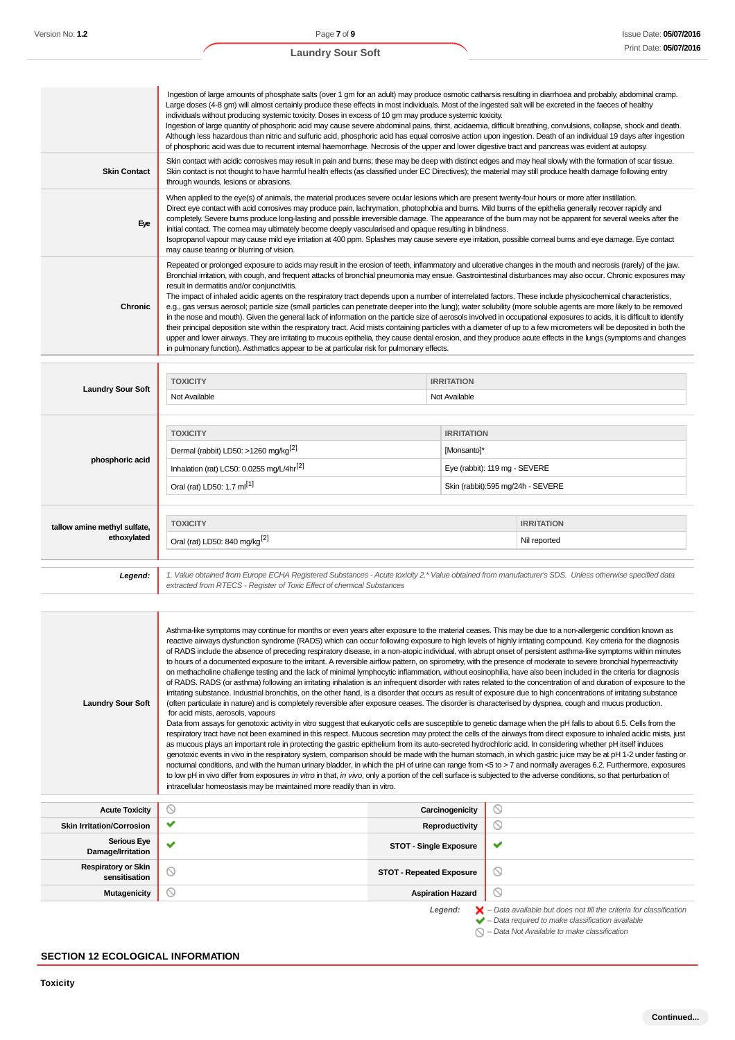| | |
|---|---|
| | Ingestion of large amounts of phosphate salts (over 1 gm for an adult) may produce osmotic catharsis resulting in diarrhoea and probably, abdominal cramp. Large doses (4-8 gm) will almost certainly produce these effects in most individuals. Most of the ingested salt will be excreted in the faeces of healthy individuals without producing systemic toxicity. Doses in excess of 10 gm may produce systemic toxicity. Ingestion of large quantity of phosphoric acid may cause severe abdominal pains, thirst, acidaemia, difficult breathing, convulsions, collapse, shock and death. Although less hazardous than nitric and sulfuric acid, phosphoric acid has equal corrosive action upon ingestion. Death of an individual 19 days after ingestion of phosphoric acid was due to recurrent internal haemorrhage. Necrosis of the upper and lower digestive tract and pancreas was evident at autopsy. |
| **Skin Contact** | Skin contact with acidic corrosives may result in pain and burns; these may be deep with distinct edges and may heal slowly with the formation of scar tissue. Skin contact is not thought to have harmful health effects (as classified under EC Directives); the material may still produce health damage following entry through wounds, lesions or abrasions. |
| **Eye** | When applied to the eye(s) of animals, the material produces severe ocular lesions which are present twenty-four hours or more after instillation. Direct eye contact with acid corrosives may produce pain, lachrymation, photophobia and burns. Mild burns of the epithelia generally recover rapidly and completely. Severe burns produce long-lasting and possible irreversible damage. The appearance of the burn may not be apparent for several weeks after the initial contact. The cornea may ultimately become deeply vascularised and opaque resulting in blindness. Isopropanol vapour may cause mild eye irritation at 400 ppm. Splashes may cause severe eye irritation, possible corneal burns and eye damage. Eye contact may cause tearing or blurring of vision. |
| **Chronic** | Repeated or prolonged exposure to acids may result in the erosion of teeth, inflammatory and ulcerative changes in the mouth and necrosis (rarely) of the jaw. Bronchial irritation, with cough, and frequent attacks of bronchial pneumonia may ensue. Gastrointestinal disturbances may also occur. Chronic exposures may result in dermatitis and/or conjunctivitis. The impact of inhaled acidic agents on the respiratory tract depends upon a number of interrelated factors. These include physicochemical characteristics, e.g., gas versus aerosol; particle size (small particles can penetrate deeper into the lung); water solubility (more soluble agents are more likely to be removed in the nose and mouth). Given the general lack of information on the particle size of aerosols involved in occupational exposures to acids, it is difficult to identify their principal deposition site within the respiratory tract. Acid mists containing particles with a diameter of up to a few micrometers will be deposited in both the upper and lower airways. They are irritating to mucous epithelia, they cause dental erosion, and they produce acute effects in the lungs (symptoms and changes in pulmonary function). Asthmatics appear to be at particular risk for pulmonary effects. |

**Laundry Sour Soft**

| TOXICITY | IRRITATION |
|---|---|
| Not Available | Not Available |

**phosphoric acid**

| TOXICITY | IRRITATION |
|---|---|
| Dermal (rabbit) LD50: >1260 mg/kg[2] | [Monsanto]* |
| Inhalation (rat) LC50: 0.0255 mg/L/4hr[2] | Eye (rabbit): 119 mg - SEVERE |
| Oral (rat) LD50: 1.7 ml[1] | Skin (rabbit):595 mg/24h - SEVERE |

**tallow amine methyl sulfate, ethoxylated**

| TOXICITY | IRRITATION |
|---|---|
| Oral (rat) LD50: 840 mg/kg[2] | Nil reported |

***Legend:*** *1. Value obtained from Europe ECHA Registered Substances - Acute toxicity 2.* Value obtained from manufacturer's SDS. Unless otherwise specified data extracted from RTECS - Register of Toxic Effect of chemical Substances*

| | |
|---|---|
| **Laundry Sour Soft** | Asthma-like symptoms may continue for months or even years after exposure to the material ceases. This may be due to a non-allergenic condition known as reactive airways dysfunction syndrome (RADS) which can occur following exposure to high levels of highly irritating compound. Key criteria for the diagnosis of RADS include the absence of preceding respiratory disease, in a non-atopic individual, with abrupt onset of persistent asthma-like symptoms within minutes to hours of a documented exposure to the irritant. A reversible airflow pattern, on spirometry, with the presence of moderate to severe bronchial hyperreactivity on methacholine challenge testing and the lack of minimal lymphocytic inflammation, without eosinophilia, have also been included in the criteria for diagnosis of RADS. RADS (or asthma) following an irritating inhalation is an infrequent disorder with rates related to the concentration of and duration of exposure to the irritating substance. Industrial bronchitis, on the other hand, is a disorder that occurs as result of exposure due to high concentrations of irritating substance (often particulate in nature) and is completely reversible after exposure ceases. The disorder is characterised by dyspnea, cough and mucus production. for acid mists, aerosols, vapours Data from assays for genotoxic activity in vitro suggest that eukaryotic cells are susceptible to genetic damage when the pH falls to about 6.5. Cells from the respiratory tract have not been examined in this respect. Mucous secretion may protect the cells of the airways from direct exposure to inhaled acidic mists, just as mucous plays an important role in protecting the gastric epithelium from its auto-secreted hydrochloric acid. In considering whether pH itself induces genotoxic events in vivo in the respiratory system, comparison should be made with the human stomach, in which gastric juice may be at pH 1-2 under fasting or nocturnal conditions, and with the human urinary bladder, in which the pH of urine can range from <5 to > 7 and normally averages 6.2. Furthermore, exposures to low pH in vivo differ from exposures *in vitro* in that, *in vivo*, only a portion of the cell surface is subjected to the adverse conditions, so that perturbation of intracellular homeostasis may be maintained more readily than in vitro. |

| | | | |
|---|---|---|---|
| **Acute Toxicity** | ⃠ | **Carcinogenicity** | ⃠ |
| **Skin Irritation/Corrosion** | ✔ | **Reproductivity** | ⃠ |
| **Serious Eye Damage/Irritation** | ✔ | **STOT - Single Exposure** | ✔ |
| **Respiratory or Skin sensitisation** | ⃠ | **STOT - Repeated Exposure** | ⃠ |
| **Mutagenicity** | ⃠ | **Aspiration Hazard** | ⃠ |

***Legend:***
- ✘ *– Data available but does not fill the criteria for classification*
- ✔ *– Data required to make classification available*
- ⃠ *– Data Not Available to make classification*

## SECTION 12 ECOLOGICAL INFORMATION

**Toxicity**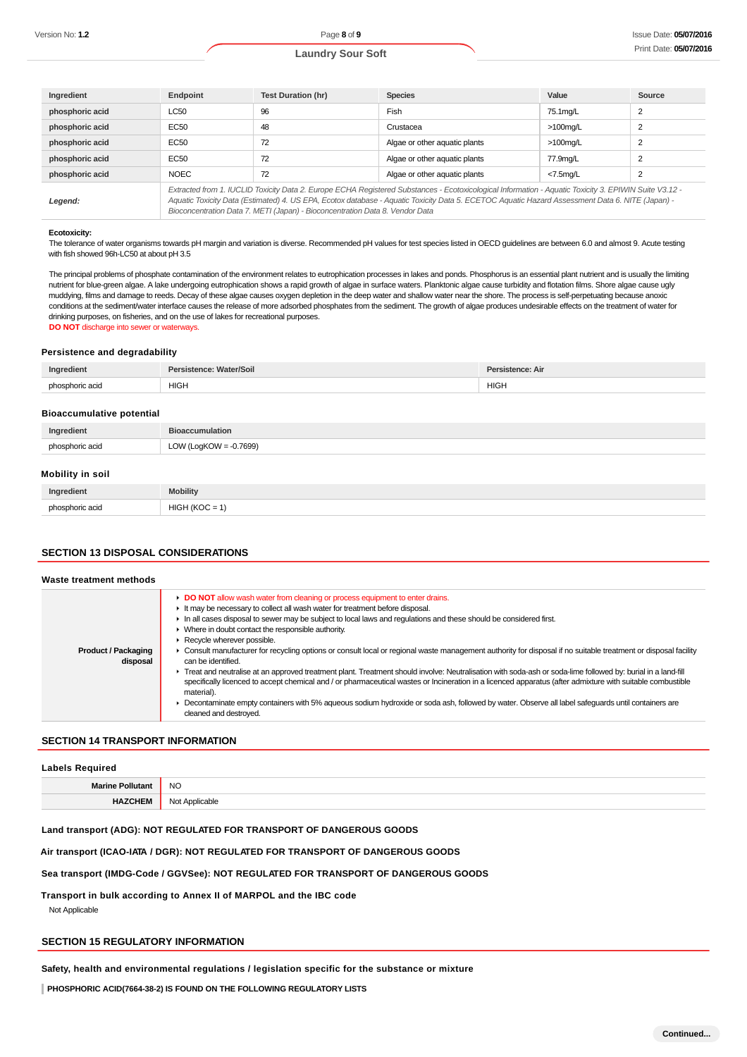| Ingredient | Endpoint | Test Duration (hr) | Species | Value | Source |
|---|---|---|---|---|---|
| phosphoric acid | LC50 | 96 | Fish | 75.1mg/L | 2 |
| phosphoric acid | EC50 | 48 | Crustacea | >100mg/L | 2 |
| phosphoric acid | EC50 | 72 | Algae or other aquatic plants | >100mg/L | 2 |
| phosphoric acid | EC50 | 72 | Algae or other aquatic plants | 77.9mg/L | 2 |
| phosphoric acid | NOEC | 72 | Algae or other aquatic plants | <7.5mg/L | 2 |
| ***Legend:*** | *Extracted from 1. IUCLID Toxicity Data 2. Europe ECHA Registered Substances - Ecotoxicological Information - Aquatic Toxicity 3. EPIWIN Suite V3.12 - Aquatic Toxicity Data (Estimated) 4. US EPA, Ecotox database - Aquatic Toxicity Data 5. ECETOC Aquatic Hazard Assessment Data 6. NITE (Japan) - Bioconcentration Data 7. METI (Japan) - Bioconcentration Data 8. Vendor Data* | | | | |

**Ecotoxicity:**

The tolerance of water organisms towards pH margin and variation is diverse. Recommended pH values for test species listed in OECD guidelines are between 6.0 and almost 9. Acute testing with fish showed 96h-LC50 at about pH 3.5

The principal problems of phosphate contamination of the environment relates to eutrophication processes in lakes and ponds. Phosphorus is an essential plant nutrient and is usually the limiting nutrient for blue-green algae. A lake undergoing eutrophication shows a rapid growth of algae in surface waters. Planktonic algae cause turbidity and flotation films. Shore algae cause ugly muddying, films and damage to reeds. Decay of these algae causes oxygen depletion in the deep water and shallow water near the shore. The process is self-perpetuating because anoxic conditions at the sediment/water interface causes the release of more adsorbed phosphates from the sediment. The growth of algae produces undesirable effects on the treatment of water for drinking purposes, on fisheries, and on the use of lakes for recreational purposes.

**DO NOT** discharge into sewer or waterways.

### Persistence and degradability

| Ingredient | Persistence: Water/Soil | Persistence: Air |
|---|---|---|
| phosphoric acid | HIGH | HIGH |

### Bioaccumulative potential

| Ingredient | Bioaccumulation |
|---|---|
| phosphoric acid | LOW (LogKOW = -0.7699) |

### Mobility in soil

| Ingredient | Mobility |
|---|---|
| phosphoric acid | HIGH (KOC = 1) |

## SECTION 13 DISPOSAL CONSIDERATIONS

### Waste treatment methods

| | |
|---|---|
| **Product / Packaging disposal** | ▸ **DO NOT** allow wash water from cleaning or process equipment to enter drains.<br>▸ It may be necessary to collect all wash water for treatment before disposal.<br>▸ In all cases disposal to sewer may be subject to local laws and regulations and these should be considered first.<br>▸ Where in doubt contact the responsible authority.<br>▸ Recycle wherever possible.<br>▸ Consult manufacturer for recycling options or consult local or regional waste management authority for disposal if no suitable treatment or disposal facility can be identified.<br>▸ Treat and neutralise at an approved treatment plant. Treatment should involve: Neutralisation with soda-ash or soda-lime followed by: burial in a land-fill specifically licenced to accept chemical and / or pharmaceutical wastes or Incineration in a licenced apparatus (after admixture with suitable combustible material).<br>▸ Decontaminate empty containers with 5% aqueous sodium hydroxide or soda ash, followed by water. Observe all label safeguards until containers are cleaned and destroyed. |

## SECTION 14 TRANSPORT INFORMATION

### Labels Required

| | |
|---|---|
| **Marine Pollutant** | NO |
| **HAZCHEM** | Not Applicable |

**Land transport (ADG): NOT REGULATED FOR TRANSPORT OF DANGEROUS GOODS**

**Air transport (ICAO-IATA / DGR): NOT REGULATED FOR TRANSPORT OF DANGEROUS GOODS**

**Sea transport (IMDG-Code / GGVSee): NOT REGULATED FOR TRANSPORT OF DANGEROUS GOODS**

**Transport in bulk according to Annex II of MARPOL and the IBC code**

Not Applicable

## SECTION 15 REGULATORY INFORMATION

**Safety, health and environmental regulations / legislation specific for the substance or mixture**

**PHOSPHORIC ACID(7664-38-2) IS FOUND ON THE FOLLOWING REGULATORY LISTS**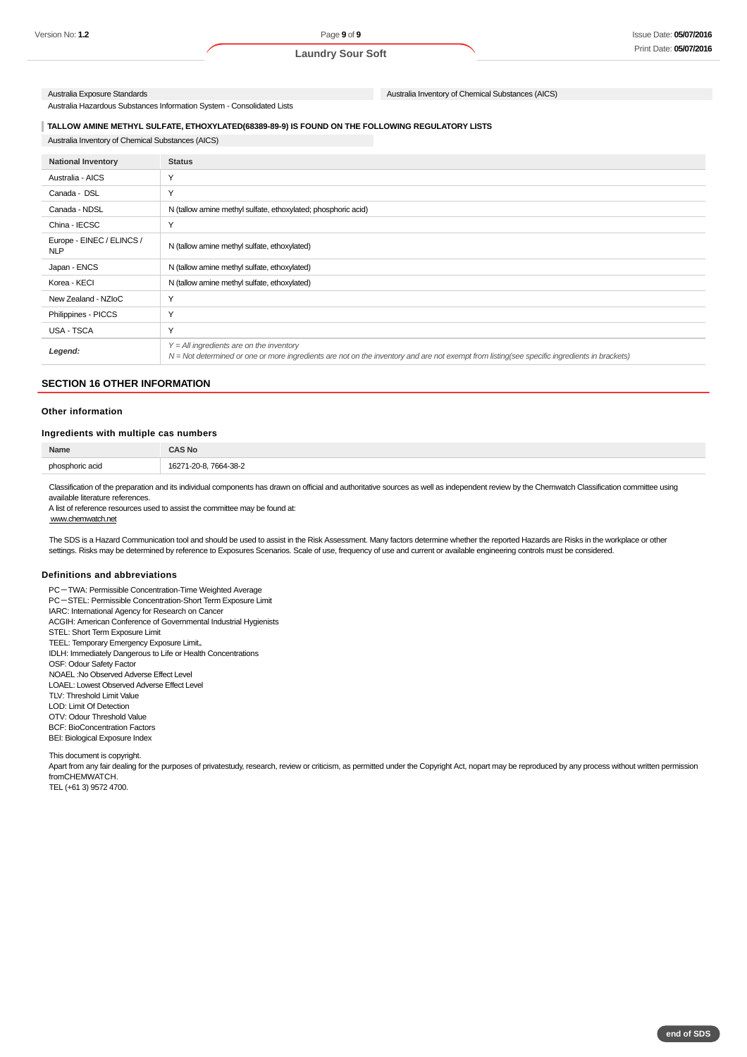Australia Exposure Standards | Australia Inventory of Chemical Substances (AICS)

Australia Hazardous Substances Information System - Consolidated Lists

**TALLOW AMINE METHYL SULFATE, ETHOXYLATED(68389-89-9) IS FOUND ON THE FOLLOWING REGULATORY LISTS**

Australia Inventory of Chemical Substances (AICS)

| National Inventory | Status |
|---|---|
| Australia - AICS | Y |
| Canada - DSL | Y |
| Canada - NDSL | N (tallow amine methyl sulfate, ethoxylated; phosphoric acid) |
| China - IECSC | Y |
| Europe - EINEC / ELINCS / NLP | N (tallow amine methyl sulfate, ethoxylated) |
| Japan - ENCS | N (tallow amine methyl sulfate, ethoxylated) |
| Korea - KECI | N (tallow amine methyl sulfate, ethoxylated) |
| New Zealand - NZIoC | Y |
| Philippines - PICCS | Y |
| USA - TSCA | Y |
| ***Legend:*** | *Y = All ingredients are on the inventory*<br>*N = Not determined or one or more ingredients are not on the inventory and are not exempt from listing(see specific ingredients in brackets)* |

## SECTION 16 OTHER INFORMATION

### Other information

### Ingredients with multiple cas numbers

| Name | CAS No |
|---|---|
| phosphoric acid | 16271-20-8, 7664-38-2 |

Classification of the preparation and its individual components has drawn on official and authoritative sources as well as independent review by the Chemwatch Classification committee using available literature references.

A list of reference resources used to assist the committee may be found at:

www.chemwatch.net

The SDS is a Hazard Communication tool and should be used to assist in the Risk Assessment. Many factors determine whether the reported Hazards are Risks in the workplace or other settings. Risks may be determined by reference to Exposures Scenarios. Scale of use, frequency of use and current or available engineering controls must be considered.

### Definitions and abbreviations

PC－TWA: Permissible Concentration-Time Weighted Average
PC－STEL: Permissible Concentration-Short Term Exposure Limit
IARC: International Agency for Research on Cancer
ACGIH: American Conference of Governmental Industrial Hygienists
STEL: Short Term Exposure Limit
TEEL: Temporary Emergency Exposure Limit。
IDLH: Immediately Dangerous to Life or Health Concentrations
OSF: Odour Safety Factor
NOAEL :No Observed Adverse Effect Level
LOAEL: Lowest Observed Adverse Effect Level
TLV: Threshold Limit Value
LOD: Limit Of Detection
OTV: Odour Threshold Value
BCF: BioConcentration Factors
BEI: Biological Exposure Index

This document is copyright.

Apart from any fair dealing for the purposes of privatestudy, research, review or criticism, as permitted under the Copyright Act, nopart may be reproduced by any process without written permission fromCHEMWATCH.

TEL (+61 3) 9572 4700.

**end of SDS**